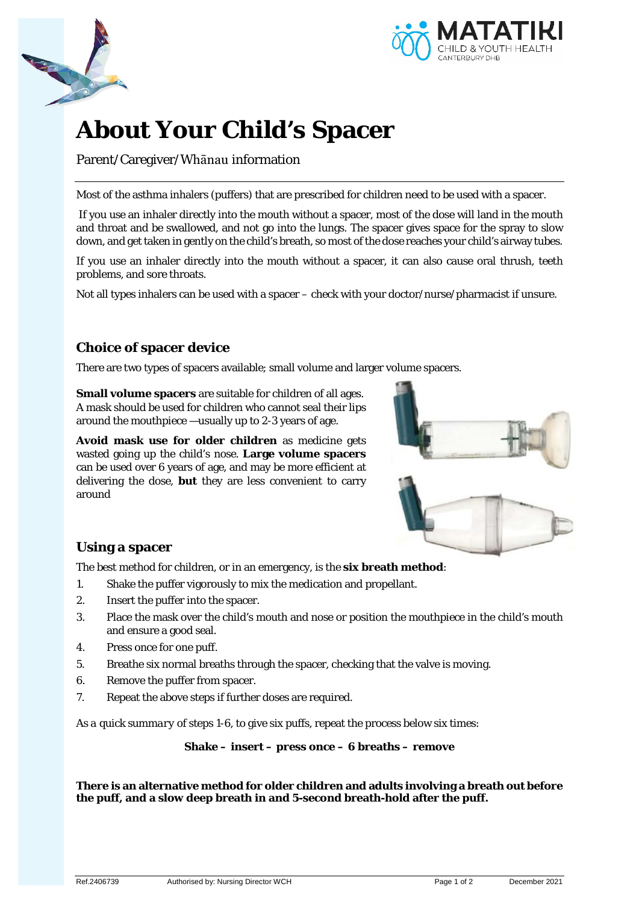# About Your Child's Spacer

Parent/Caregiver/Whānau information

Most of the asthma inhalers (puffers) that are prescribed for children need to be used with a spacer.

If you use an inhaler directly into the mouth without a spacer, most of the dose will land in the mouth and throat and be swallowed, and not go into the lungs. The spacer gives space for the spray to slow down, and get taken in gently on the child's breath, so most of the dose reaches your child's airway tubes.

If you use an inhaler directly into the mouth without a spacer, it can also cause oral thrush, teeth problems, and sore throats.

Not all types inhalers can be used with a spacer – check with your doctor/nurse/pharmacist if unsure.

## Choice of spacer device

There are two types of spacers available; small volume and larger volume spacers.

**Small volume spacers** are suitable for children of all ages. A mask should be used for children who cannot seal their lips around the mouthpiece —usually up to 2-3 years of age.

**Avoid mask use for older children** as medicine gets wasted going up the child's nose. **Large volume spacers** can be used over 6 years of age, and may be more efficient at delivering the dose, **but** they are less convenient to carry around

## Using a spacer

The best method for children, or in an emergency, is the **six breath method**:

1. Shake the puffer vigorously to mix the medication and propellant.
2. Insert the puffer into the spacer.
3. Place the mask over the child's mouth and nose or position the mouthpiece in the child's mouth and ensure a good seal.
4. Press once for one puff.
5. Breathe six normal breaths through the spacer, checking that the valve is moving.
6. Remove the puffer from spacer.
7. Repeat the above steps if further doses are required.

As a *quick summary* of steps 1-6, to give six puffs, repeat the process below six times:

**Shake – insert – press once – 6 breaths – remove**

**There is an alternative method for older children and adults involving a breath out before the puff, and a slow deep breath in and 5-second breath-hold after the puff.**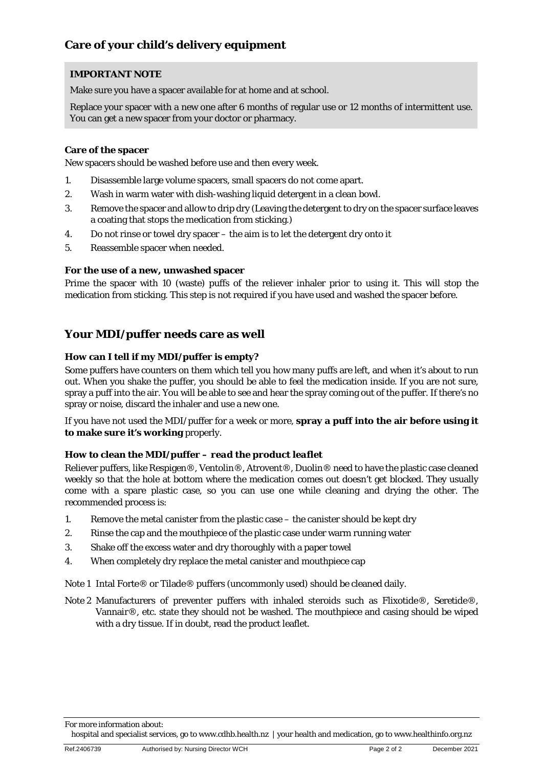## Care of your child's delivery equipment

**IMPORTANT NOTE**

Make sure you have a spacer available for at home and at school.

Replace your spacer with a new one after 6 months of regular use or 12 months of intermittent use. You can get a new spacer from your doctor or pharmacy.

**Care of the spacer**

New spacers should be washed before use and then every week.

1. Disassemble large volume spacers, small spacers do not come apart.
2. Wash in warm water with dish-washing liquid detergent in a clean bowl.
3. Remove the spacer and allow to drip dry (Leaving the detergent to dry on the spacer surface leaves a coating that stops the medication from sticking.)
4. Do not rinse or towel dry spacer – the aim is to let the detergent dry onto it
5. Reassemble spacer when needed.

**For the use of a new, unwashed spacer**

Prime the spacer with 10 (waste) puffs of the reliever inhaler prior to using it. This will stop the medication from sticking. This step is not required if you have used and washed the spacer before.

## Your MDI/puffer needs care as well

**How can I tell if my MDI/puffer is empty?**

Some puffers have counters on them which tell you how many puffs are left, and when it's about to run out. When you shake the puffer, you should be able to feel the medication inside. If you are not sure, spray a puff into the air. You will be able to see and hear the spray coming out of the puffer. If there's no spray or noise, discard the inhaler and use a new one.

If you have not used the MDI/puffer for a week or more, **spray a puff into the air before using it to make sure it's working** properly.

**How to clean the MDI/puffer – *read the product leaflet***

Reliever puffers, like Respigen®, Ventolin®, Atrovent®, Duolin® need to have the plastic case cleaned weekly so that the hole at bottom where the medication comes out doesn't get blocked. They usually come with a spare plastic case, so you can use one while cleaning and drying the other. The recommended process is:

1. Remove the metal canister from the plastic case – the canister should be kept dry
2. Rinse the cap and the mouthpiece of the plastic case under warm running water
3. Shake off the excess water and dry thoroughly with a paper towel
4. When completely dry replace the metal canister and mouthpiece cap

Note 1 Intal Forte® or Tilade® puffers (uncommonly used) should be cleaned daily.

Note 2 Manufacturers of preventer puffers with inhaled steroids such as Flixotide®, Seretide®, Vannair®, etc. state they should not be washed. The mouthpiece and casing should be wiped with a dry tissue. If in doubt, read the product leaflet.

For more information about:
hospital and specialist services, go to www.cdhb.health.nz | your health and medication, go to www.healthinfo.org.nz

Ref.2406739 Authorised by: Nursing Director WCH December 2021